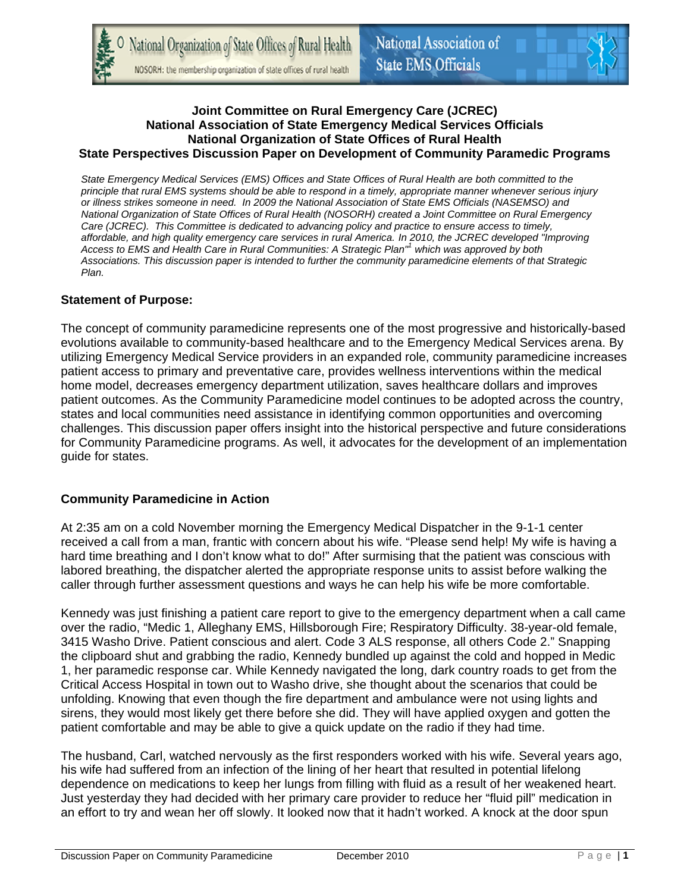## Joint Committee on Rural Emergency Care (JCREC)
## National Association of State Emergency Medical Services Officials
## National Organization of State Offices of Rural Health
## State Perspectives Discussion Paper on Development of Community Paramedic Programs

*State Emergency Medical Services (EMS) Offices and State Offices of Rural Health are both committed to the principle that rural EMS systems should be able to respond in a timely, appropriate manner whenever serious injury or illness strikes someone in need. In 2009 the National Association of State EMS Officials (NASEMSO) and National Organization of State Offices of Rural Health (NOSORH) created a Joint Committee on Rural Emergency Care (JCREC). This Committee is dedicated to advancing policy and practice to ensure access to timely, affordable, and high quality emergency care services in rural America. In 2010, the JCREC developed "Improving Access to EMS and Health Care in Rural Communities: A Strategic Plan"[1] which was approved by both Associations. This discussion paper is intended to further the community paramedicine elements of that Strategic Plan.*

### Statement of Purpose:

The concept of community paramedicine represents one of the most progressive and historically-based evolutions available to community-based healthcare and to the Emergency Medical Services arena. By utilizing Emergency Medical Service providers in an expanded role, community paramedicine increases patient access to primary and preventative care, provides wellness interventions within the medical home model, decreases emergency department utilization, saves healthcare dollars and improves patient outcomes. As the Community Paramedicine model continues to be adopted across the country, states and local communities need assistance in identifying common opportunities and overcoming challenges. This discussion paper offers insight into the historical perspective and future considerations for Community Paramedicine programs. As well, it advocates for the development of an implementation guide for states.

### Community Paramedicine in Action

At 2:35 am on a cold November morning the Emergency Medical Dispatcher in the 9-1-1 center received a call from a man, frantic with concern about his wife. "Please send help! My wife is having a hard time breathing and I don't know what to do!" After surmising that the patient was conscious with labored breathing, the dispatcher alerted the appropriate response units to assist before walking the caller through further assessment questions and ways he can help his wife be more comfortable.

Kennedy was just finishing a patient care report to give to the emergency department when a call came over the radio, "Medic 1, Alleghany EMS, Hillsborough Fire; Respiratory Difficulty. 38-year-old female, 3415 Washo Drive. Patient conscious and alert. Code 3 ALS response, all others Code 2." Snapping the clipboard shut and grabbing the radio, Kennedy bundled up against the cold and hopped in Medic 1, her paramedic response car. While Kennedy navigated the long, dark country roads to get from the Critical Access Hospital in town out to Washo drive, she thought about the scenarios that could be unfolding. Knowing that even though the fire department and ambulance were not using lights and sirens, they would most likely get there before she did. They will have applied oxygen and gotten the patient comfortable and may be able to give a quick update on the radio if they had time.

The husband, Carl, watched nervously as the first responders worked with his wife. Several years ago, his wife had suffered from an infection of the lining of her heart that resulted in potential lifelong dependence on medications to keep her lungs from filling with fluid as a result of her weakened heart. Just yesterday they had decided with her primary care provider to reduce her "fluid pill" medication in an effort to try and wean her off slowly. It looked now that it hadn't worked. A knock at the door spun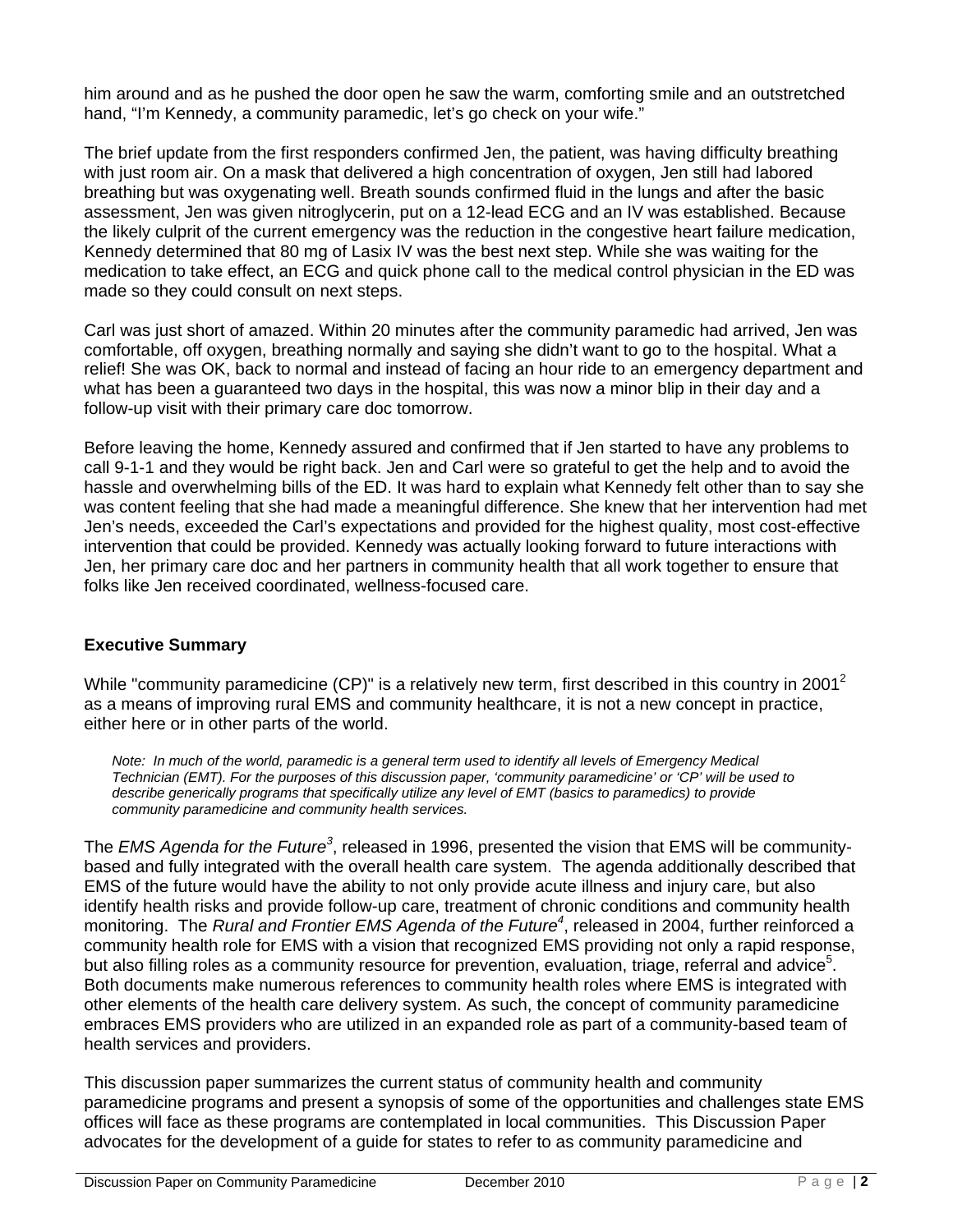him around and as he pushed the door open he saw the warm, comforting smile and an outstretched hand, "I'm Kennedy, a community paramedic, let's go check on your wife."

The brief update from the first responders confirmed Jen, the patient, was having difficulty breathing with just room air. On a mask that delivered a high concentration of oxygen, Jen still had labored breathing but was oxygenating well. Breath sounds confirmed fluid in the lungs and after the basic assessment, Jen was given nitroglycerin, put on a 12-lead ECG and an IV was established. Because the likely culprit of the current emergency was the reduction in the congestive heart failure medication, Kennedy determined that 80 mg of Lasix IV was the best next step. While she was waiting for the medication to take effect, an ECG and quick phone call to the medical control physician in the ED was made so they could consult on next steps.

Carl was just short of amazed. Within 20 minutes after the community paramedic had arrived, Jen was comfortable, off oxygen, breathing normally and saying she didn't want to go to the hospital. What a relief! She was OK, back to normal and instead of facing an hour ride to an emergency department and what has been a guaranteed two days in the hospital, this was now a minor blip in their day and a follow-up visit with their primary care doc tomorrow.

Before leaving the home, Kennedy assured and confirmed that if Jen started to have any problems to call 9-1-1 and they would be right back. Jen and Carl were so grateful to get the help and to avoid the hassle and overwhelming bills of the ED. It was hard to explain what Kennedy felt other than to say she was content feeling that she had made a meaningful difference. She knew that her intervention had met Jen's needs, exceeded the Carl's expectations and provided for the highest quality, most cost-effective intervention that could be provided. Kennedy was actually looking forward to future interactions with Jen, her primary care doc and her partners in community health that all work together to ensure that folks like Jen received coordinated, wellness-focused care.

**Executive Summary**

While "community paramedicine (CP)" is a relatively new term, first described in this country in 2001[2] as a means of improving rural EMS and community healthcare, it is not a new concept in practice, either here or in other parts of the world.

> *Note: In much of the world, paramedic is a general term used to identify all levels of Emergency Medical Technician (EMT). For the purposes of this discussion paper, 'community paramedicine' or 'CP' will be used to describe generically programs that specifically utilize any level of EMT (basics to paramedics) to provide community paramedicine and community health services.*

The *EMS Agenda for the Future*[3], released in 1996, presented the vision that EMS will be community-based and fully integrated with the overall health care system. The agenda additionally described that EMS of the future would have the ability to not only provide acute illness and injury care, but also identify health risks and provide follow-up care, treatment of chronic conditions and community health monitoring. The *Rural and Frontier EMS Agenda of the Future*[4], released in 2004, further reinforced a community health role for EMS with a vision that recognized EMS providing not only a rapid response, but also filling roles as a community resource for prevention, evaluation, triage, referral and advice[5]. Both documents make numerous references to community health roles where EMS is integrated with other elements of the health care delivery system. As such, the concept of community paramedicine embraces EMS providers who are utilized in an expanded role as part of a community-based team of health services and providers.

This discussion paper summarizes the current status of community health and community paramedicine programs and present a synopsis of some of the opportunities and challenges state EMS offices will face as these programs are contemplated in local communities. This Discussion Paper advocates for the development of a guide for states to refer to as community paramedicine and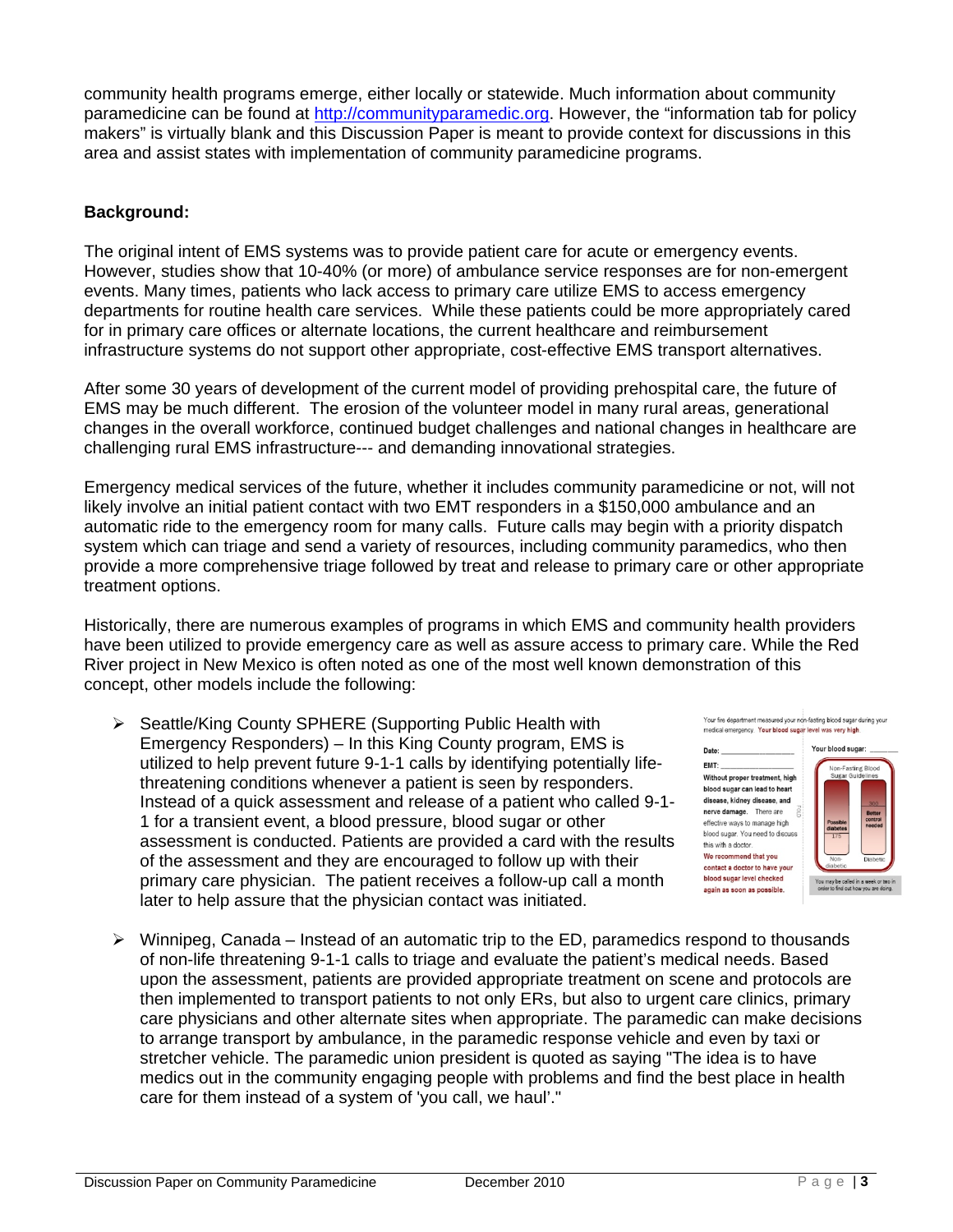community health programs emerge, either locally or statewide. Much information about community paramedicine can be found at http://communityparamedic.org. However, the "information tab for policy makers" is virtually blank and this Discussion Paper is meant to provide context for discussions in this area and assist states with implementation of community paramedicine programs.

**Background:**

The original intent of EMS systems was to provide patient care for acute or emergency events. However, studies show that 10-40% (or more) of ambulance service responses are for non-emergent events. Many times, patients who lack access to primary care utilize EMS to access emergency departments for routine health care services. While these patients could be more appropriately cared for in primary care offices or alternate locations, the current healthcare and reimbursement infrastructure systems do not support other appropriate, cost-effective EMS transport alternatives.

After some 30 years of development of the current model of providing prehospital care, the future of EMS may be much different. The erosion of the volunteer model in many rural areas, generational changes in the overall workforce, continued budget challenges and national changes in healthcare are challenging rural EMS infrastructure--- and demanding innovational strategies.

Emergency medical services of the future, whether it includes community paramedicine or not, will not likely involve an initial patient contact with two EMT responders in a $150,000 ambulance and an automatic ride to the emergency room for many calls. Future calls may begin with a priority dispatch system which can triage and send a variety of resources, including community paramedics, who then provide a more comprehensive triage followed by treat and release to primary care or other appropriate treatment options.

Historically, there are numerous examples of programs in which EMS and community health providers have been utilized to provide emergency care as well as assure access to primary care. While the Red River project in New Mexico is often noted as one of the most well known demonstration of this concept, other models include the following:

- Seattle/King County SPHERE (Supporting Public Health with Emergency Responders) – In this King County program, EMS is utilized to help prevent future 9-1-1 calls by identifying potentially life-threatening conditions whenever a patient is seen by responders. Instead of a quick assessment and release of a patient who called 9-1-1 for a transient event, a blood pressure, blood sugar or other assessment is conducted. Patients are provided a card with the results of the assessment and they are encouraged to follow up with their primary care physician. The patient receives a follow-up call a month later to help assure that the physician contact was initiated.

- Winnipeg, Canada – Instead of an automatic trip to the ED, paramedics respond to thousands of non-life threatening 9-1-1 calls to triage and evaluate the patient's medical needs. Based upon the assessment, patients are provided appropriate treatment on scene and protocols are then implemented to transport patients to not only ERs, but also to urgent care clinics, primary care physicians and other alternate sites when appropriate. The paramedic can make decisions to arrange transport by ambulance, in the paramedic response vehicle and even by taxi or stretcher vehicle. The paramedic union president is quoted as saying "The idea is to have medics out in the community engaging people with problems and find the best place in health care for them instead of a system of 'you call, we haul'."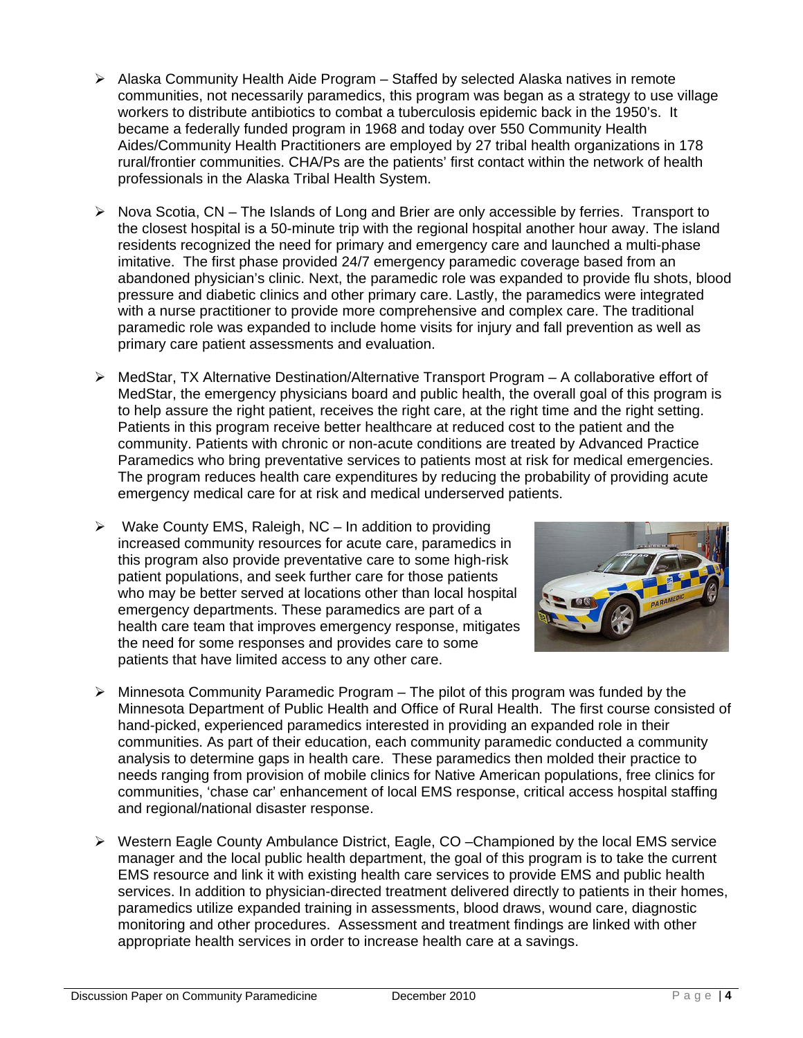- Alaska Community Health Aide Program – Staffed by selected Alaska natives in remote communities, not necessarily paramedics, this program was began as a strategy to use village workers to distribute antibiotics to combat a tuberculosis epidemic back in the 1950's. It became a federally funded program in 1968 and today over 550 Community Health Aides/Community Health Practitioners are employed by 27 tribal health organizations in 178 rural/frontier communities. CHA/Ps are the patients' first contact within the network of health professionals in the Alaska Tribal Health System.

- Nova Scotia, CN – The Islands of Long and Brier are only accessible by ferries. Transport to the closest hospital is a 50-minute trip with the regional hospital another hour away. The island residents recognized the need for primary and emergency care and launched a multi-phase imitative. The first phase provided 24/7 emergency paramedic coverage based from an abandoned physician's clinic. Next, the paramedic role was expanded to provide flu shots, blood pressure and diabetic clinics and other primary care. Lastly, the paramedics were integrated with a nurse practitioner to provide more comprehensive and complex care. The traditional paramedic role was expanded to include home visits for injury and fall prevention as well as primary care patient assessments and evaluation.

- MedStar, TX Alternative Destination/Alternative Transport Program – A collaborative effort of MedStar, the emergency physicians board and public health, the overall goal of this program is to help assure the right patient, receives the right care, at the right time and the right setting. Patients in this program receive better healthcare at reduced cost to the patient and the community. Patients with chronic or non-acute conditions are treated by Advanced Practice Paramedics who bring preventative services to patients most at risk for medical emergencies. The program reduces health care expenditures by reducing the probability of providing acute emergency medical care for at risk and medical underserved patients.

- Wake County EMS, Raleigh, NC – In addition to providing increased community resources for acute care, paramedics in this program also provide preventative care to some high-risk patient populations, and seek further care for those patients who may be better served at locations other than local hospital emergency departments. These paramedics are part of a health care team that improves emergency response, mitigates the need for some responses and provides care to some patients that have limited access to any other care.

- Minnesota Community Paramedic Program – The pilot of this program was funded by the Minnesota Department of Public Health and Office of Rural Health. The first course consisted of hand-picked, experienced paramedics interested in providing an expanded role in their communities. As part of their education, each community paramedic conducted a community analysis to determine gaps in health care. These paramedics then molded their practice to needs ranging from provision of mobile clinics for Native American populations, free clinics for communities, 'chase car' enhancement of local EMS response, critical access hospital staffing and regional/national disaster response.

- Western Eagle County Ambulance District, Eagle, CO –Championed by the local EMS service manager and the local public health department, the goal of this program is to take the current EMS resource and link it with existing health care services to provide EMS and public health services. In addition to physician-directed treatment delivered directly to patients in their homes, paramedics utilize expanded training in assessments, blood draws, wound care, diagnostic monitoring and other procedures. Assessment and treatment findings are linked with other appropriate health services in order to increase health care at a savings.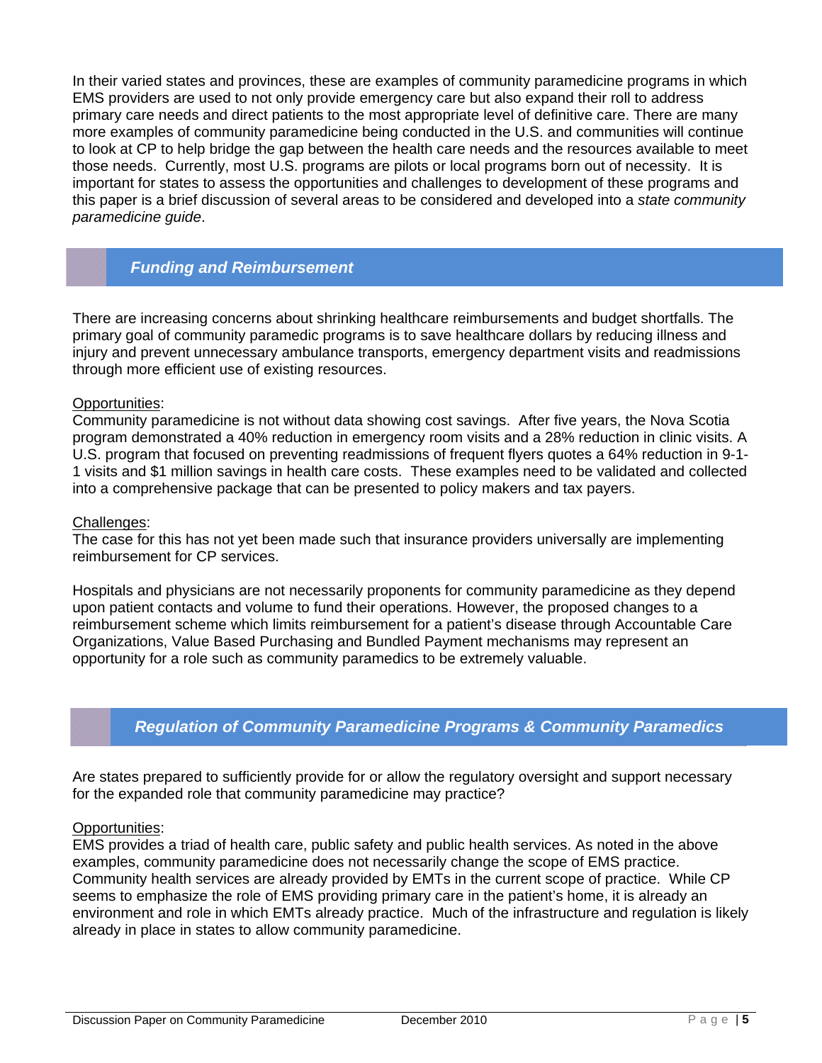In their varied states and provinces, these are examples of community paramedicine programs in which EMS providers are used to not only provide emergency care but also expand their roll to address primary care needs and direct patients to the most appropriate level of definitive care. There are many more examples of community paramedicine being conducted in the U.S. and communities will continue to look at CP to help bridge the gap between the health care needs and the resources available to meet those needs. Currently, most U.S. programs are pilots or local programs born out of necessity. It is important for states to assess the opportunities and challenges to development of these programs and this paper is a brief discussion of several areas to be considered and developed into a *state community paramedicine guide*.

## *Funding and Reimbursement*

There are increasing concerns about shrinking healthcare reimbursements and budget shortfalls. The primary goal of community paramedic programs is to save healthcare dollars by reducing illness and injury and prevent unnecessary ambulance transports, emergency department visits and readmissions through more efficient use of existing resources.

<u>Opportunities</u>:
Community paramedicine is not without data showing cost savings. After five years, the Nova Scotia program demonstrated a 40% reduction in emergency room visits and a 28% reduction in clinic visits. A U.S. program that focused on preventing readmissions of frequent flyers quotes a 64% reduction in 9-1-1 visits and $1 million savings in health care costs. These examples need to be validated and collected into a comprehensive package that can be presented to policy makers and tax payers.

<u>Challenges</u>:
The case for this has not yet been made such that insurance providers universally are implementing reimbursement for CP services.

Hospitals and physicians are not necessarily proponents for community paramedicine as they depend upon patient contacts and volume to fund their operations. However, the proposed changes to a reimbursement scheme which limits reimbursement for a patient's disease through Accountable Care Organizations, Value Based Purchasing and Bundled Payment mechanisms may represent an opportunity for a role such as community paramedics to be extremely valuable.

## *Regulation of Community Paramedicine Programs & Community Paramedics*

Are states prepared to sufficiently provide for or allow the regulatory oversight and support necessary for the expanded role that community paramedicine may practice?

<u>Opportunities</u>:
EMS provides a triad of health care, public safety and public health services. As noted in the above examples, community paramedicine does not necessarily change the scope of EMS practice. Community health services are already provided by EMTs in the current scope of practice. While CP seems to emphasize the role of EMS providing primary care in the patient's home, it is already an environment and role in which EMTs already practice. Much of the infrastructure and regulation is likely already in place in states to allow community paramedicine.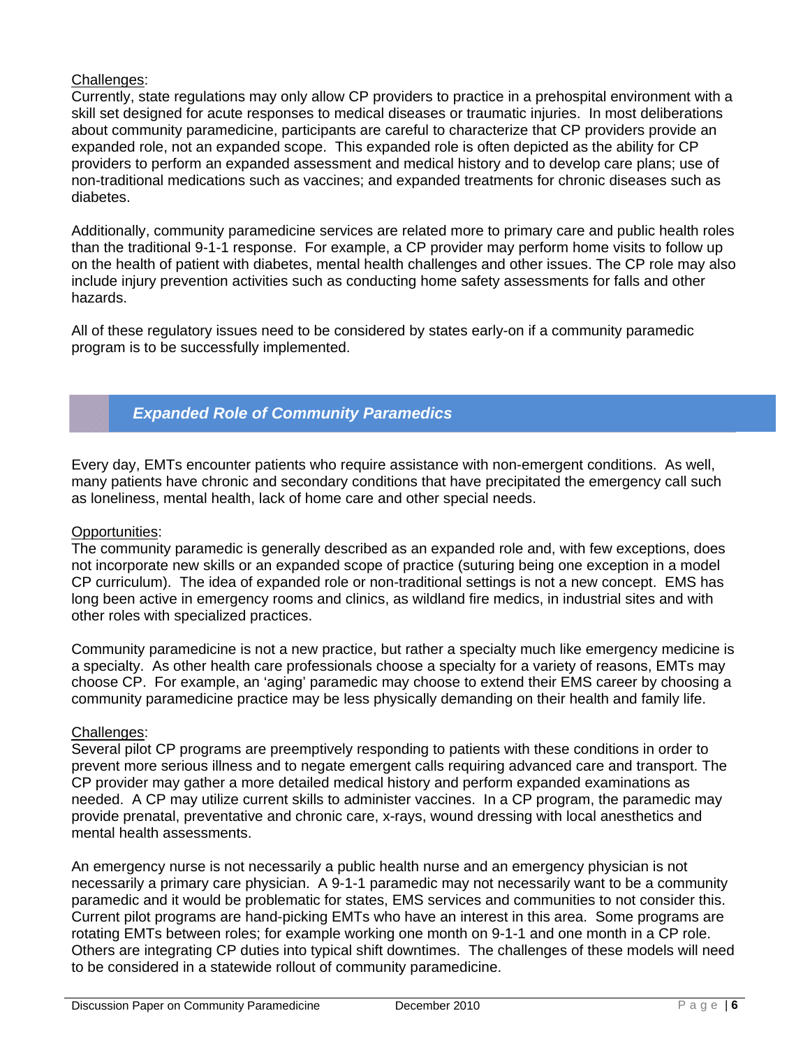Challenges:
Currently, state regulations may only allow CP providers to practice in a prehospital environment with a skill set designed for acute responses to medical diseases or traumatic injuries. In most deliberations about community paramedicine, participants are careful to characterize that CP providers provide an expanded role, not an expanded scope. This expanded role is often depicted as the ability for CP providers to perform an expanded assessment and medical history and to develop care plans; use of non-traditional medications such as vaccines; and expanded treatments for chronic diseases such as diabetes.

Additionally, community paramedicine services are related more to primary care and public health roles than the traditional 9-1-1 response. For example, a CP provider may perform home visits to follow up on the health of patient with diabetes, mental health challenges and other issues. The CP role may also include injury prevention activities such as conducting home safety assessments for falls and other hazards.

All of these regulatory issues need to be considered by states early-on if a community paramedic program is to be successfully implemented.

## *Expanded Role of Community Paramedics*

Every day, EMTs encounter patients who require assistance with non-emergent conditions. As well, many patients have chronic and secondary conditions that have precipitated the emergency call such as loneliness, mental health, lack of home care and other special needs.

Opportunities:
The community paramedic is generally described as an expanded role and, with few exceptions, does not incorporate new skills or an expanded scope of practice (suturing being one exception in a model CP curriculum). The idea of expanded role or non-traditional settings is not a new concept. EMS has long been active in emergency rooms and clinics, as wildland fire medics, in industrial sites and with other roles with specialized practices.

Community paramedicine is not a new practice, but rather a specialty much like emergency medicine is a specialty. As other health care professionals choose a specialty for a variety of reasons, EMTs may choose CP. For example, an 'aging' paramedic may choose to extend their EMS career by choosing a community paramedicine practice may be less physically demanding on their health and family life.

Challenges:
Several pilot CP programs are preemptively responding to patients with these conditions in order to prevent more serious illness and to negate emergent calls requiring advanced care and transport. The CP provider may gather a more detailed medical history and perform expanded examinations as needed. A CP may utilize current skills to administer vaccines. In a CP program, the paramedic may provide prenatal, preventative and chronic care, x-rays, wound dressing with local anesthetics and mental health assessments.

An emergency nurse is not necessarily a public health nurse and an emergency physician is not necessarily a primary care physician. A 9-1-1 paramedic may not necessarily want to be a community paramedic and it would be problematic for states, EMS services and communities to not consider this. Current pilot programs are hand-picking EMTs who have an interest in this area. Some programs are rotating EMTs between roles; for example working one month on 9-1-1 and one month in a CP role. Others are integrating CP duties into typical shift downtimes. The challenges of these models will need to be considered in a statewide rollout of community paramedicine.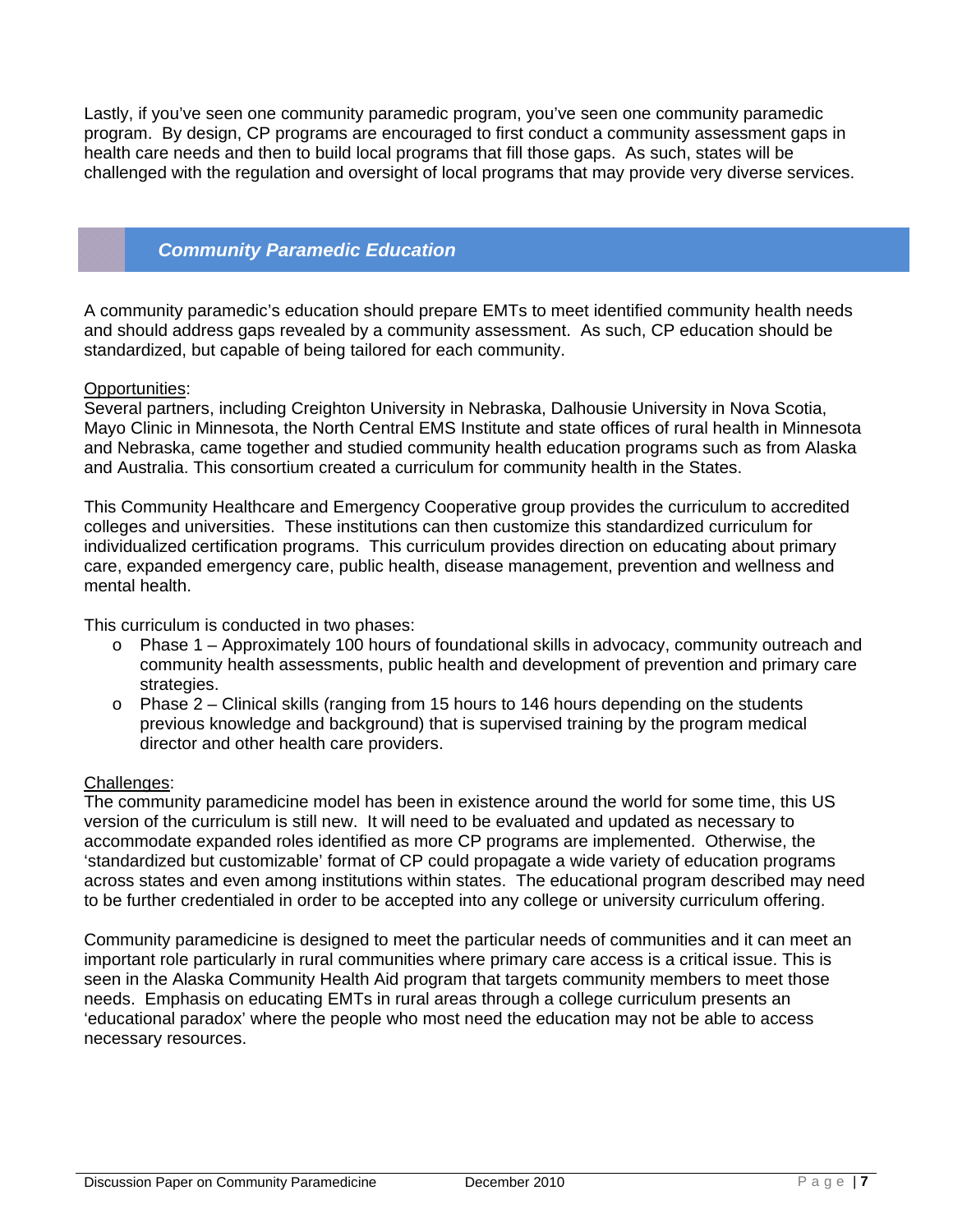Lastly, if you've seen one community paramedic program, you've seen one community paramedic program. By design, CP programs are encouraged to first conduct a community assessment gaps in health care needs and then to build local programs that fill those gaps. As such, states will be challenged with the regulation and oversight of local programs that may provide very diverse services.

## *Community Paramedic Education*

A community paramedic's education should prepare EMTs to meet identified community health needs and should address gaps revealed by a community assessment. As such, CP education should be standardized, but capable of being tailored for each community.

Opportunities:
Several partners, including Creighton University in Nebraska, Dalhousie University in Nova Scotia, Mayo Clinic in Minnesota, the North Central EMS Institute and state offices of rural health in Minnesota and Nebraska, came together and studied community health education programs such as from Alaska and Australia. This consortium created a curriculum for community health in the States.

This Community Healthcare and Emergency Cooperative group provides the curriculum to accredited colleges and universities. These institutions can then customize this standardized curriculum for individualized certification programs. This curriculum provides direction on educating about primary care, expanded emergency care, public health, disease management, prevention and wellness and mental health.

This curriculum is conducted in two phases:

- Phase 1 – Approximately 100 hours of foundational skills in advocacy, community outreach and community health assessments, public health and development of prevention and primary care strategies.
- Phase 2 – Clinical skills (ranging from 15 hours to 146 hours depending on the students previous knowledge and background) that is supervised training by the program medical director and other health care providers.

Challenges:
The community paramedicine model has been in existence around the world for some time, this US version of the curriculum is still new. It will need to be evaluated and updated as necessary to accommodate expanded roles identified as more CP programs are implemented. Otherwise, the 'standardized but customizable' format of CP could propagate a wide variety of education programs across states and even among institutions within states. The educational program described may need to be further credentialed in order to be accepted into any college or university curriculum offering.

Community paramedicine is designed to meet the particular needs of communities and it can meet an important role particularly in rural communities where primary care access is a critical issue. This is seen in the Alaska Community Health Aid program that targets community members to meet those needs. Emphasis on educating EMTs in rural areas through a college curriculum presents an 'educational paradox' where the people who most need the education may not be able to access necessary resources.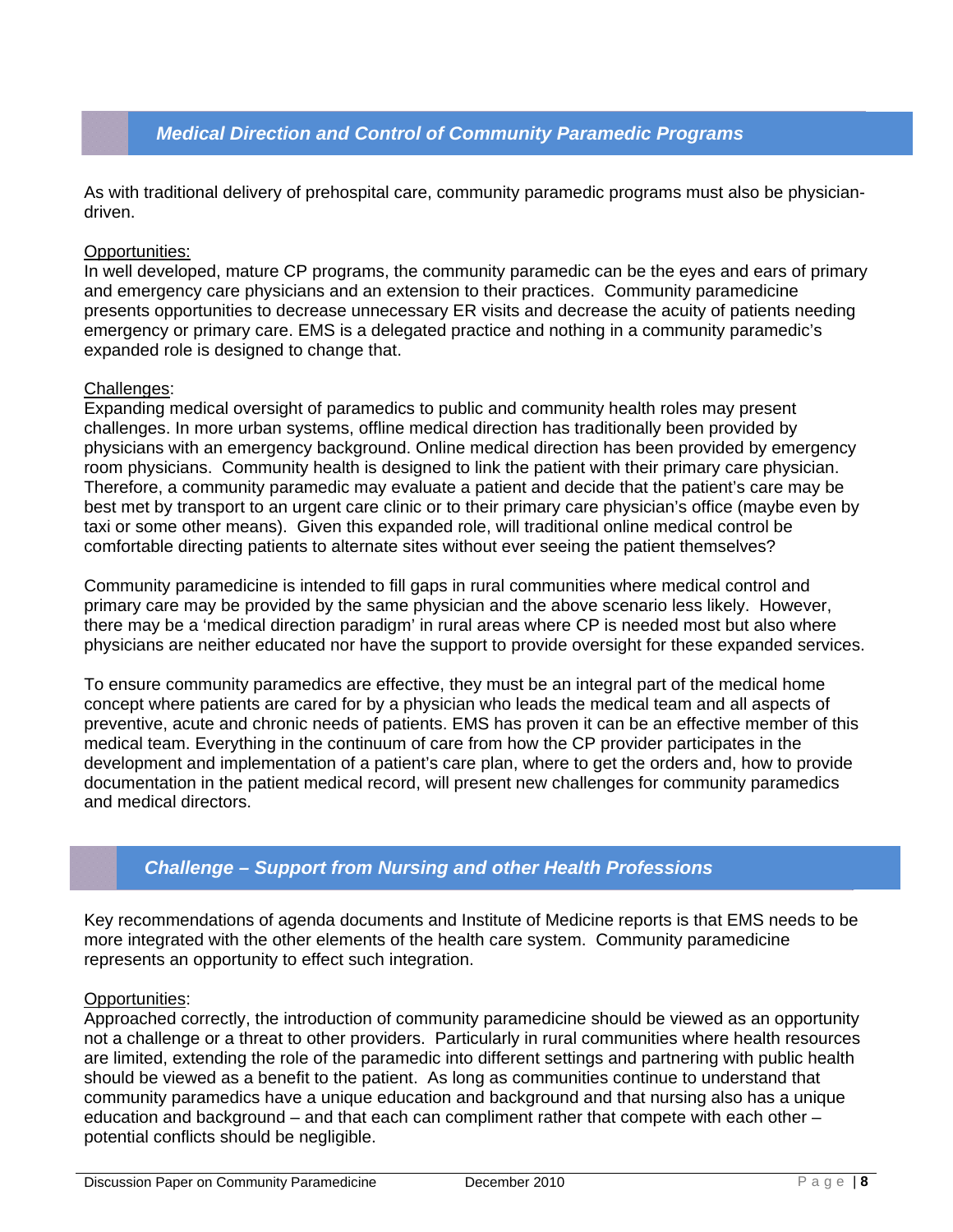## *Medical Direction and Control of Community Paramedic Programs*

As with traditional delivery of prehospital care, community paramedic programs must also be physician-driven.

Opportunities:
In well developed, mature CP programs, the community paramedic can be the eyes and ears of primary and emergency care physicians and an extension to their practices. Community paramedicine presents opportunities to decrease unnecessary ER visits and decrease the acuity of patients needing emergency or primary care. EMS is a delegated practice and nothing in a community paramedic's expanded role is designed to change that.

Challenges:
Expanding medical oversight of paramedics to public and community health roles may present challenges. In more urban systems, offline medical direction has traditionally been provided by physicians with an emergency background. Online medical direction has been provided by emergency room physicians. Community health is designed to link the patient with their primary care physician. Therefore, a community paramedic may evaluate a patient and decide that the patient's care may be best met by transport to an urgent care clinic or to their primary care physician's office (maybe even by taxi or some other means). Given this expanded role, will traditional online medical control be comfortable directing patients to alternate sites without ever seeing the patient themselves?

Community paramedicine is intended to fill gaps in rural communities where medical control and primary care may be provided by the same physician and the above scenario less likely. However, there may be a 'medical direction paradigm' in rural areas where CP is needed most but also where physicians are neither educated nor have the support to provide oversight for these expanded services.

To ensure community paramedics are effective, they must be an integral part of the medical home concept where patients are cared for by a physician who leads the medical team and all aspects of preventive, acute and chronic needs of patients. EMS has proven it can be an effective member of this medical team. Everything in the continuum of care from how the CP provider participates in the development and implementation of a patient's care plan, where to get the orders and, how to provide documentation in the patient medical record, will present new challenges for community paramedics and medical directors.

## *Challenge – Support from Nursing and other Health Professions*

Key recommendations of agenda documents and Institute of Medicine reports is that EMS needs to be more integrated with the other elements of the health care system. Community paramedicine represents an opportunity to effect such integration.

Opportunities:
Approached correctly, the introduction of community paramedicine should be viewed as an opportunity not a challenge or a threat to other providers. Particularly in rural communities where health resources are limited, extending the role of the paramedic into different settings and partnering with public health should be viewed as a benefit to the patient. As long as communities continue to understand that community paramedics have a unique education and background and that nursing also has a unique education and background – and that each can compliment rather that compete with each other – potential conflicts should be negligible.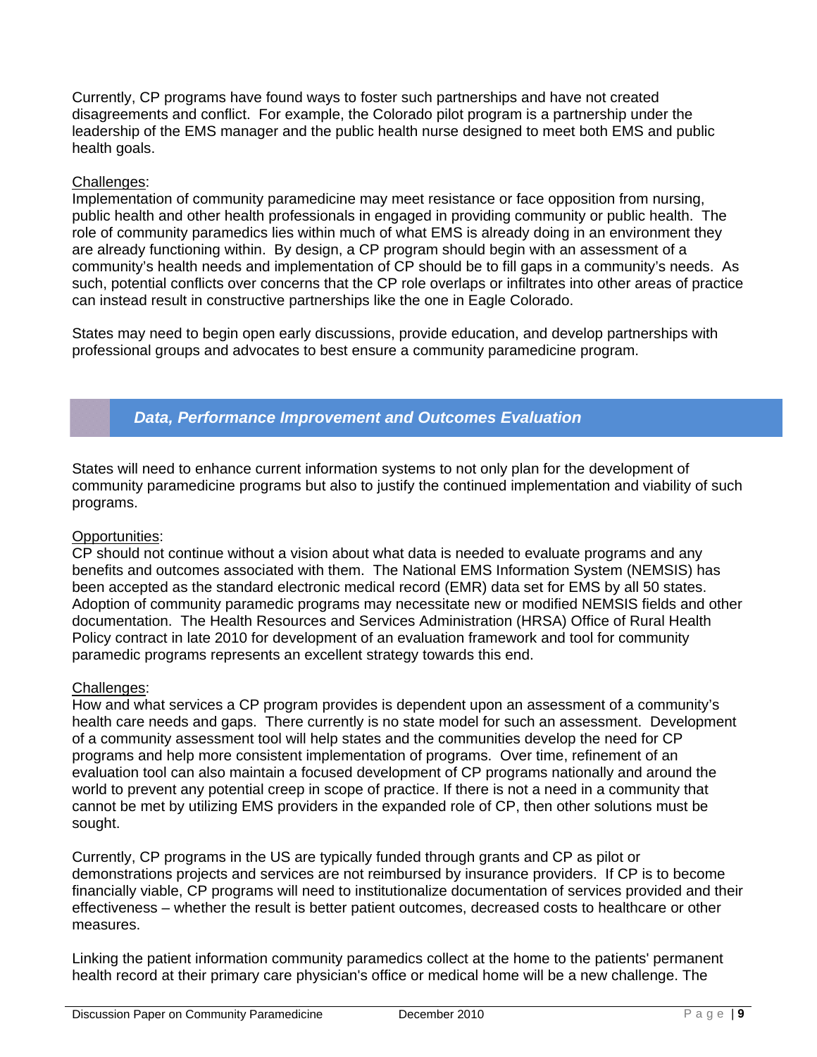Currently, CP programs have found ways to foster such partnerships and have not created disagreements and conflict. For example, the Colorado pilot program is a partnership under the leadership of the EMS manager and the public health nurse designed to meet both EMS and public health goals.

Challenges:

Implementation of community paramedicine may meet resistance or face opposition from nursing, public health and other health professionals in engaged in providing community or public health. The role of community paramedics lies within much of what EMS is already doing in an environment they are already functioning within. By design, a CP program should begin with an assessment of a community's health needs and implementation of CP should be to fill gaps in a community's needs. As such, potential conflicts over concerns that the CP role overlaps or infiltrates into other areas of practice can instead result in constructive partnerships like the one in Eagle Colorado.

States may need to begin open early discussions, provide education, and develop partnerships with professional groups and advocates to best ensure a community paramedicine program.

## *Data, Performance Improvement and Outcomes Evaluation*

States will need to enhance current information systems to not only plan for the development of community paramedicine programs but also to justify the continued implementation and viability of such programs.

Opportunities:

CP should not continue without a vision about what data is needed to evaluate programs and any benefits and outcomes associated with them. The National EMS Information System (NEMSIS) has been accepted as the standard electronic medical record (EMR) data set for EMS by all 50 states. Adoption of community paramedic programs may necessitate new or modified NEMSIS fields and other documentation. The Health Resources and Services Administration (HRSA) Office of Rural Health Policy contract in late 2010 for development of an evaluation framework and tool for community paramedic programs represents an excellent strategy towards this end.

Challenges:

How and what services a CP program provides is dependent upon an assessment of a community's health care needs and gaps. There currently is no state model for such an assessment. Development of a community assessment tool will help states and the communities develop the need for CP programs and help more consistent implementation of programs. Over time, refinement of an evaluation tool can also maintain a focused development of CP programs nationally and around the world to prevent any potential creep in scope of practice. If there is not a need in a community that cannot be met by utilizing EMS providers in the expanded role of CP, then other solutions must be sought.

Currently, CP programs in the US are typically funded through grants and CP as pilot or demonstrations projects and services are not reimbursed by insurance providers. If CP is to become financially viable, CP programs will need to institutionalize documentation of services provided and their effectiveness – whether the result is better patient outcomes, decreased costs to healthcare or other measures.

Linking the patient information community paramedics collect at the home to the patients' permanent health record at their primary care physician's office or medical home will be a new challenge. The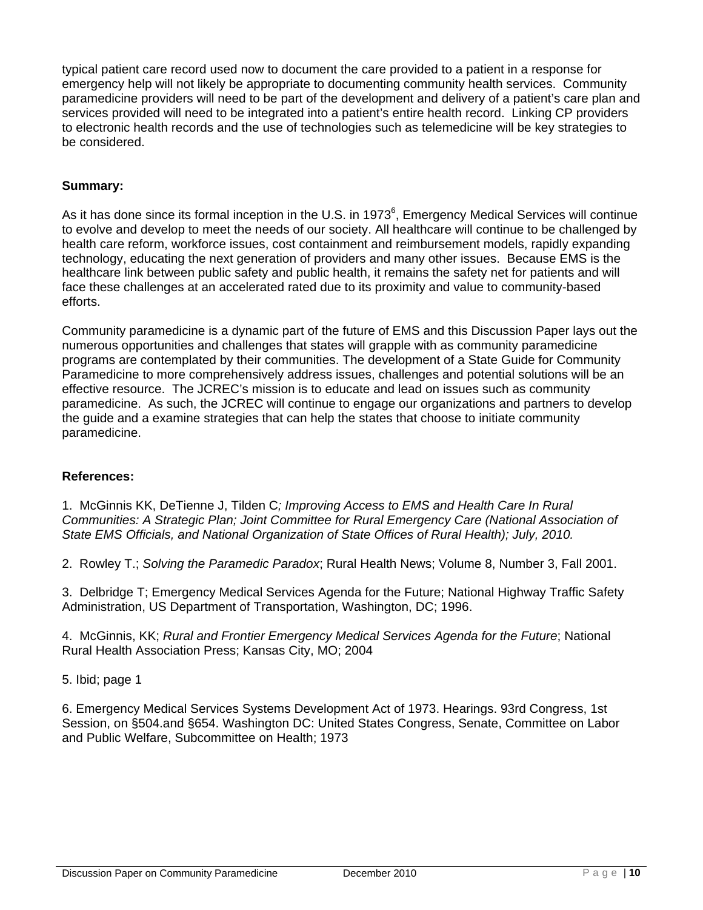typical patient care record used now to document the care provided to a patient in a response for emergency help will not likely be appropriate to documenting community health services. Community paramedicine providers will need to be part of the development and delivery of a patient's care plan and services provided will need to be integrated into a patient's entire health record. Linking CP providers to electronic health records and the use of technologies such as telemedicine will be key strategies to be considered.

**Summary:**

As it has done since its formal inception in the U.S. in 1973[6], Emergency Medical Services will continue to evolve and develop to meet the needs of our society. All healthcare will continue to be challenged by health care reform, workforce issues, cost containment and reimbursement models, rapidly expanding technology, educating the next generation of providers and many other issues. Because EMS is the healthcare link between public safety and public health, it remains the safety net for patients and will face these challenges at an accelerated rated due to its proximity and value to community-based efforts.

Community paramedicine is a dynamic part of the future of EMS and this Discussion Paper lays out the numerous opportunities and challenges that states will grapple with as community paramedicine programs are contemplated by their communities. The development of a State Guide for Community Paramedicine to more comprehensively address issues, challenges and potential solutions will be an effective resource. The JCREC's mission is to educate and lead on issues such as community paramedicine. As such, the JCREC will continue to engage our organizations and partners to develop the guide and a examine strategies that can help the states that choose to initiate community paramedicine.

**References:**

1. McGinnis KK, DeTienne J, Tilden C*; Improving Access to EMS and Health Care In Rural Communities: A Strategic Plan; Joint Committee for Rural Emergency Care (National Association of State EMS Officials, and National Organization of State Offices of Rural Health); July, 2010.*

2. Rowley T.; *Solving the Paramedic Paradox*; Rural Health News; Volume 8, Number 3, Fall 2001.

3. Delbridge T; Emergency Medical Services Agenda for the Future; National Highway Traffic Safety Administration, US Department of Transportation, Washington, DC; 1996.

4. McGinnis, KK; *Rural and Frontier Emergency Medical Services Agenda for the Future*; National Rural Health Association Press; Kansas City, MO; 2004

5. Ibid; page 1

6. Emergency Medical Services Systems Development Act of 1973. Hearings. 93rd Congress, 1st Session, on §504.and §654. Washington DC: United States Congress, Senate, Committee on Labor and Public Welfare, Subcommittee on Health; 1973